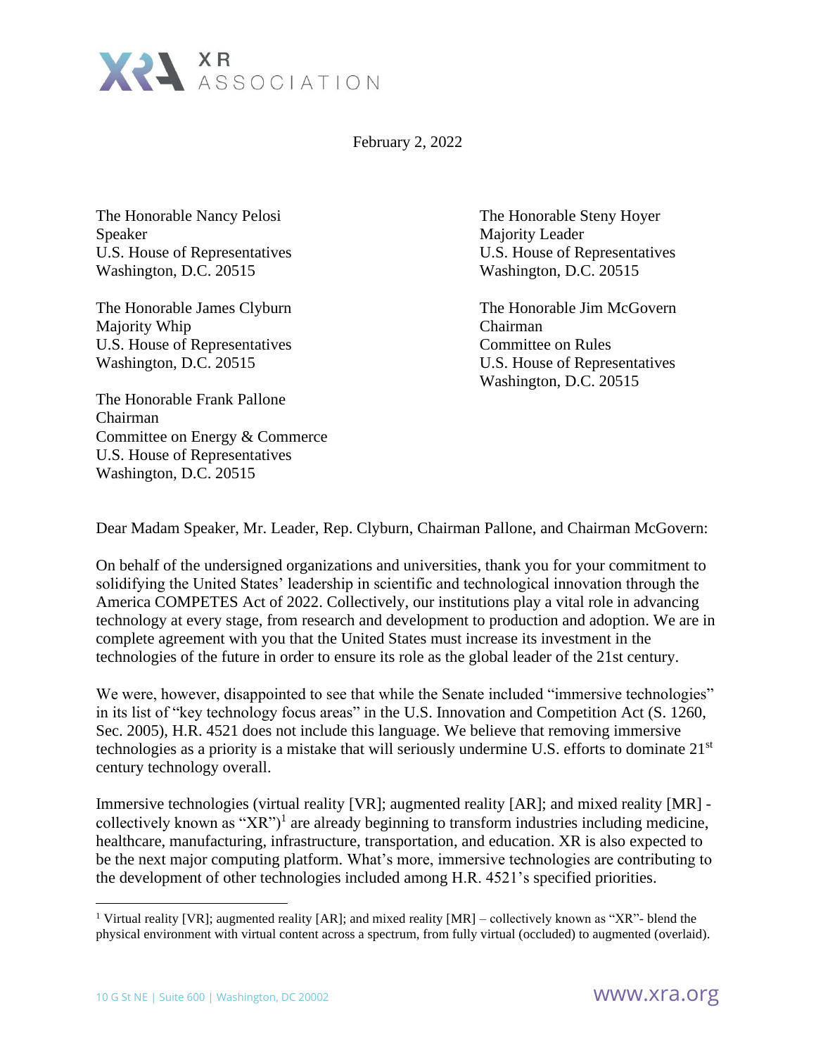XR ASSOCIATION

February 2, 2022

The Honorable Nancy Pelosi
Speaker
U.S. House of Representatives
Washington, D.C. 20515

The Honorable Steny Hoyer
Majority Leader
U.S. House of Representatives
Washington, D.C. 20515

The Honorable James Clyburn
Majority Whip
U.S. House of Representatives
Washington, D.C. 20515

The Honorable Jim McGovern
Chairman
Committee on Rules
U.S. House of Representatives
Washington, D.C. 20515

The Honorable Frank Pallone
Chairman
Committee on Energy & Commerce
U.S. House of Representatives
Washington, D.C. 20515

Dear Madam Speaker, Mr. Leader, Rep. Clyburn, Chairman Pallone, and Chairman McGovern:

On behalf of the undersigned organizations and universities, thank you for your commitment to solidifying the United States' leadership in scientific and technological innovation through the America COMPETES Act of 2022. Collectively, our institutions play a vital role in advancing technology at every stage, from research and development to production and adoption. We are in complete agreement with you that the United States must increase its investment in the technologies of the future in order to ensure its role as the global leader of the 21st century.

We were, however, disappointed to see that while the Senate included "immersive technologies" in its list of "key technology focus areas" in the U.S. Innovation and Competition Act (S. 1260, Sec. 2005), H.R. 4521 does not include this language. We believe that removing immersive technologies as a priority is a mistake that will seriously undermine U.S. efforts to dominate 21st century technology overall.

Immersive technologies (virtual reality [VR]; augmented reality [AR]; and mixed reality [MR] - collectively known as "XR")[1] are already beginning to transform industries including medicine, healthcare, manufacturing, infrastructure, transportation, and education. XR is also expected to be the next major computing platform. What's more, immersive technologies are contributing to the development of other technologies included among H.R. 4521's specified priorities.

---

[1] Virtual reality [VR]; augmented reality [AR]; and mixed reality [MR] – collectively known as "XR"- blend the physical environment with virtual content across a spectrum, from fully virtual (occluded) to augmented (overlaid).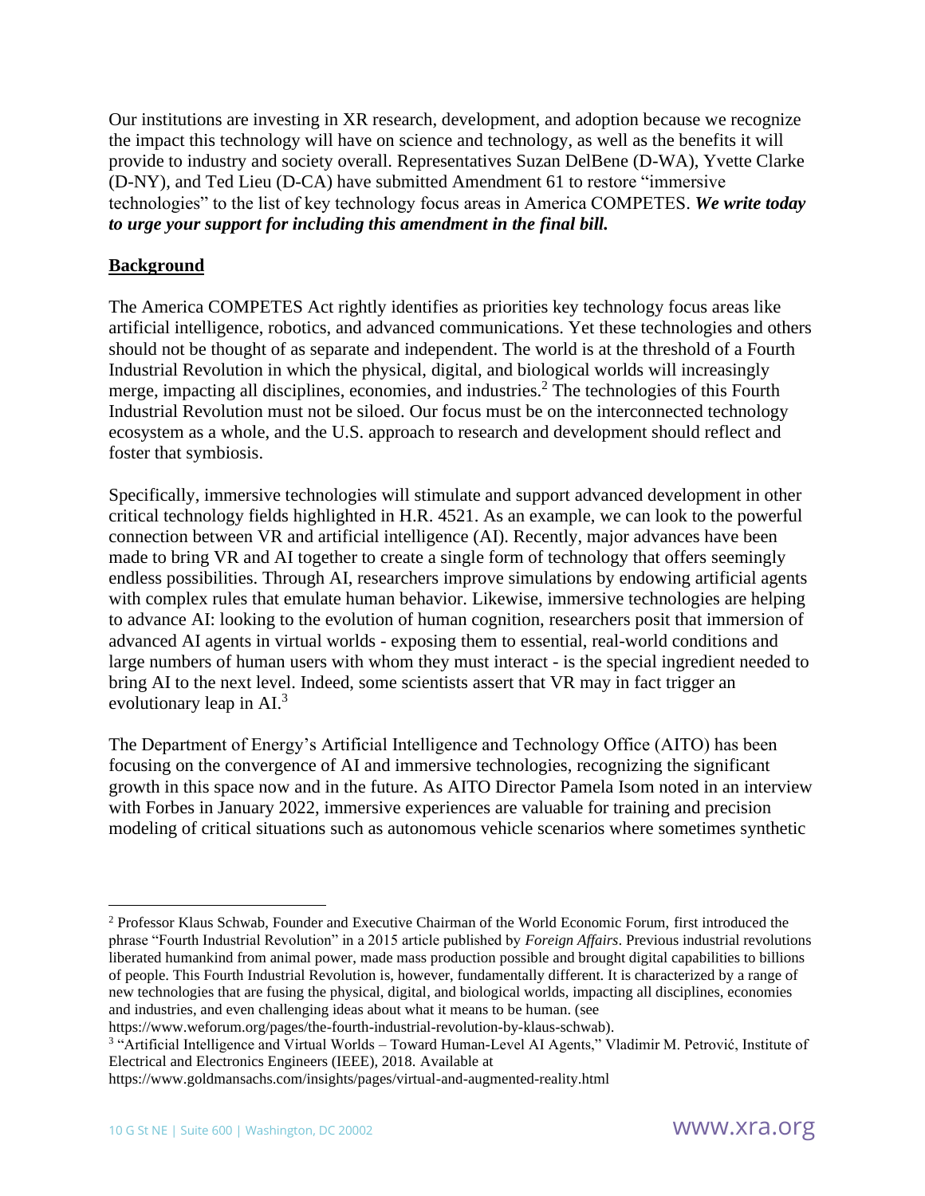Our institutions are investing in XR research, development, and adoption because we recognize the impact this technology will have on science and technology, as well as the benefits it will provide to industry and society overall. Representatives Suzan DelBene (D-WA), Yvette Clarke (D-NY), and Ted Lieu (D-CA) have submitted Amendment 61 to restore "immersive technologies" to the list of key technology focus areas in America COMPETES. ***We write today to urge your support for including this amendment in the final bill.***

**<u>Background</u>**

The America COMPETES Act rightly identifies as priorities key technology focus areas like artificial intelligence, robotics, and advanced communications. Yet these technologies and others should not be thought of as separate and independent. The world is at the threshold of a Fourth Industrial Revolution in which the physical, digital, and biological worlds will increasingly merge, impacting all disciplines, economies, and industries.[2] The technologies of this Fourth Industrial Revolution must not be siloed. Our focus must be on the interconnected technology ecosystem as a whole, and the U.S. approach to research and development should reflect and foster that symbiosis.

Specifically, immersive technologies will stimulate and support advanced development in other critical technology fields highlighted in H.R. 4521. As an example, we can look to the powerful connection between VR and artificial intelligence (AI). Recently, major advances have been made to bring VR and AI together to create a single form of technology that offers seemingly endless possibilities. Through AI, researchers improve simulations by endowing artificial agents with complex rules that emulate human behavior. Likewise, immersive technologies are helping to advance AI: looking to the evolution of human cognition, researchers posit that immersion of advanced AI agents in virtual worlds - exposing them to essential, real-world conditions and large numbers of human users with whom they must interact - is the special ingredient needed to bring AI to the next level. Indeed, some scientists assert that VR may in fact trigger an evolutionary leap in AI.[3]

The Department of Energy's Artificial Intelligence and Technology Office (AITO) has been focusing on the convergence of AI and immersive technologies, recognizing the significant growth in this space now and in the future. As AITO Director Pamela Isom noted in an interview with Forbes in January 2022, immersive experiences are valuable for training and precision modeling of critical situations such as autonomous vehicle scenarios where sometimes synthetic

---

[2] Professor Klaus Schwab, Founder and Executive Chairman of the World Economic Forum, first introduced the phrase "Fourth Industrial Revolution" in a 2015 article published by *Foreign Affairs*. Previous industrial revolutions liberated humankind from animal power, made mass production possible and brought digital capabilities to billions of people. This Fourth Industrial Revolution is, however, fundamentally different. It is characterized by a range of new technologies that are fusing the physical, digital, and biological worlds, impacting all disciplines, economies and industries, and even challenging ideas about what it means to be human. (see https://www.weforum.org/pages/the-fourth-industrial-revolution-by-klaus-schwab).

[3] "Artificial Intelligence and Virtual Worlds – Toward Human-Level AI Agents," Vladimir M. Petrović, Institute of Electrical and Electronics Engineers (IEEE), 2018. Available at https://www.goldmansachs.com/insights/pages/virtual-and-augmented-reality.html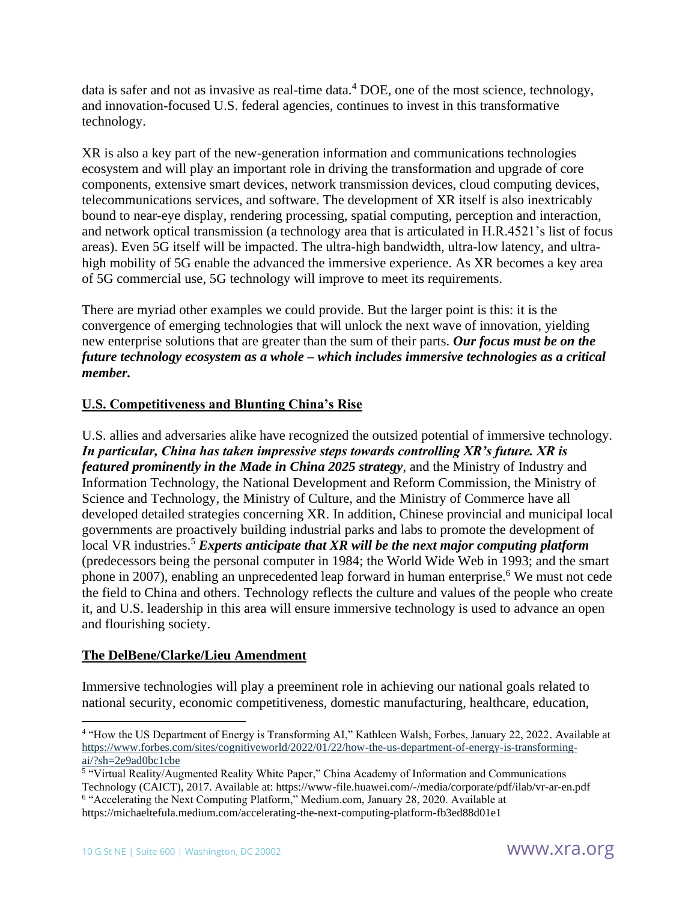data is safer and not as invasive as real-time data.[4] DOE, one of the most science, technology, and innovation-focused U.S. federal agencies, continues to invest in this transformative technology.

XR is also a key part of the new-generation information and communications technologies ecosystem and will play an important role in driving the transformation and upgrade of core components, extensive smart devices, network transmission devices, cloud computing devices, telecommunications services, and software. The development of XR itself is also inextricably bound to near-eye display, rendering processing, spatial computing, perception and interaction, and network optical transmission (a technology area that is articulated in H.R.4521's list of focus areas). Even 5G itself will be impacted. The ultra-high bandwidth, ultra-low latency, and ultra-high mobility of 5G enable the advanced the immersive experience. As XR becomes a key area of 5G commercial use, 5G technology will improve to meet its requirements.

There are myriad other examples we could provide. But the larger point is this: it is the convergence of emerging technologies that will unlock the next wave of innovation, yielding new enterprise solutions that are greater than the sum of their parts. ***Our focus must be on the future technology ecosystem as a whole – which includes immersive technologies as a critical member.***

## U.S. Competitiveness and Blunting China's Rise

U.S. allies and adversaries alike have recognized the outsized potential of immersive technology. ***In particular, China has taken impressive steps towards controlling XR's future. XR is featured prominently in the Made in China 2025 strategy***, and the Ministry of Industry and Information Technology, the National Development and Reform Commission, the Ministry of Science and Technology, the Ministry of Culture, and the Ministry of Commerce have all developed detailed strategies concerning XR. In addition, Chinese provincial and municipal local governments are proactively building industrial parks and labs to promote the development of local VR industries.[5] ***Experts anticipate that XR will be the next major computing platform*** (predecessors being the personal computer in 1984; the World Wide Web in 1993; and the smart phone in 2007), enabling an unprecedented leap forward in human enterprise.[6] We must not cede the field to China and others. Technology reflects the culture and values of the people who create it, and U.S. leadership in this area will ensure immersive technology is used to advance an open and flourishing society.

## The DelBene/Clarke/Lieu Amendment

Immersive technologies will play a preeminent role in achieving our national goals related to national security, economic competitiveness, domestic manufacturing, healthcare, education,

---

[4] "How the US Department of Energy is Transforming AI," Kathleen Walsh, Forbes, January 22, 2022. Available at https://www.forbes.com/sites/cognitiveworld/2022/01/22/how-the-us-department-of-energy-is-transforming-ai/?sh=2e9ad0bc1cbe

[5] "Virtual Reality/Augmented Reality White Paper," China Academy of Information and Communications Technology (CAICT), 2017. Available at: https://www-file.huawei.com/-/media/corporate/pdf/ilab/vr-ar-en.pdf

[6] "Accelerating the Next Computing Platform," Medium.com, January 28, 2020. Available at https://michaeltefula.medium.com/accelerating-the-next-computing-platform-fb3ed88d01e1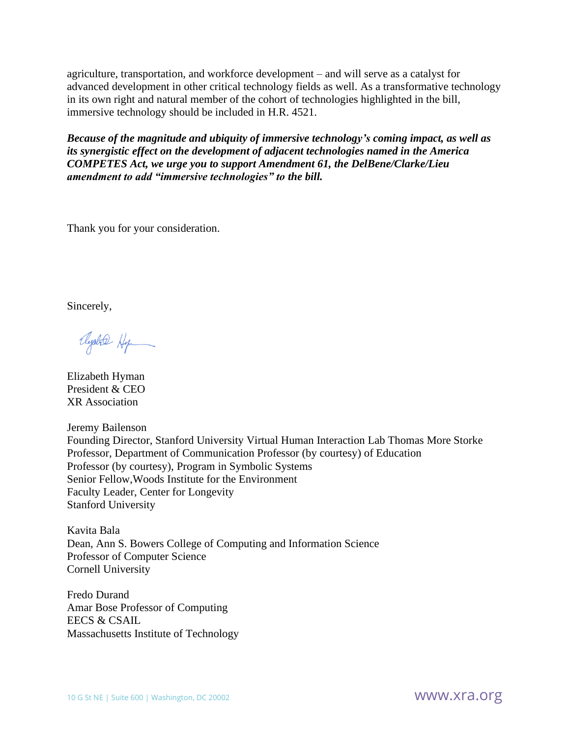agriculture, transportation, and workforce development – and will serve as a catalyst for advanced development in other critical technology fields as well. As a transformative technology in its own right and natural member of the cohort of technologies highlighted in the bill, immersive technology should be included in H.R. 4521.

***Because of the magnitude and ubiquity of immersive technology's coming impact, as well as its synergistic effect on the development of adjacent technologies named in the America COMPETES Act, we urge you to support Amendment 61, the DelBene/Clarke/Lieu amendment to add "immersive technologies" to the bill.***

Thank you for your consideration.

Sincerely,

Elizabeth Hyman
President & CEO
XR Association

Jeremy Bailenson
Founding Director, Stanford University Virtual Human Interaction Lab Thomas More Storke Professor, Department of Communication Professor (by courtesy) of Education
Professor (by courtesy), Program in Symbolic Systems
Senior Fellow,Woods Institute for the Environment
Faculty Leader, Center for Longevity
Stanford University

Kavita Bala
Dean, Ann S. Bowers College of Computing and Information Science
Professor of Computer Science
Cornell University

Fredo Durand
Amar Bose Professor of Computing
EECS & CSAIL
Massachusetts Institute of Technology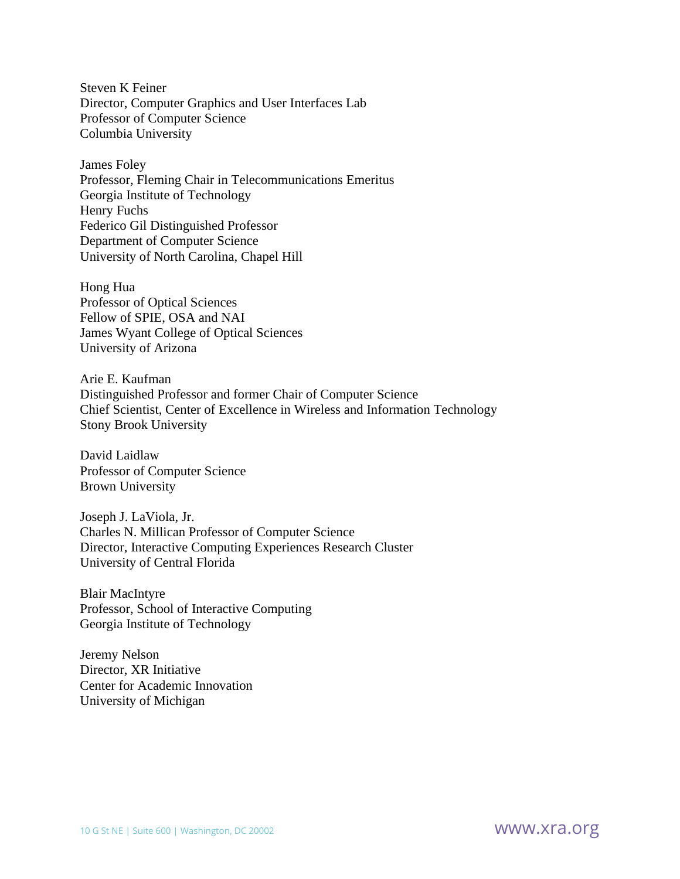Steven K Feiner  
Director, Computer Graphics and User Interfaces Lab  
Professor of Computer Science  
Columbia University

James Foley  
Professor, Fleming Chair in Telecommunications Emeritus  
Georgia Institute of Technology  
Henry Fuchs  
Federico Gil Distinguished Professor  
Department of Computer Science  
University of North Carolina, Chapel Hill

Hong Hua  
Professor of Optical Sciences  
Fellow of SPIE, OSA and NAI  
James Wyant College of Optical Sciences  
University of Arizona

Arie E. Kaufman  
Distinguished Professor and former Chair of Computer Science  
Chief Scientist, Center of Excellence in Wireless and Information Technology  
Stony Brook University

David Laidlaw  
Professor of Computer Science  
Brown University

Joseph J. LaViola, Jr.  
Charles N. Millican Professor of Computer Science  
Director, Interactive Computing Experiences Research Cluster  
University of Central Florida

Blair MacIntyre  
Professor, School of Interactive Computing  
Georgia Institute of Technology

Jeremy Nelson  
Director, XR Initiative  
Center for Academic Innovation  
University of Michigan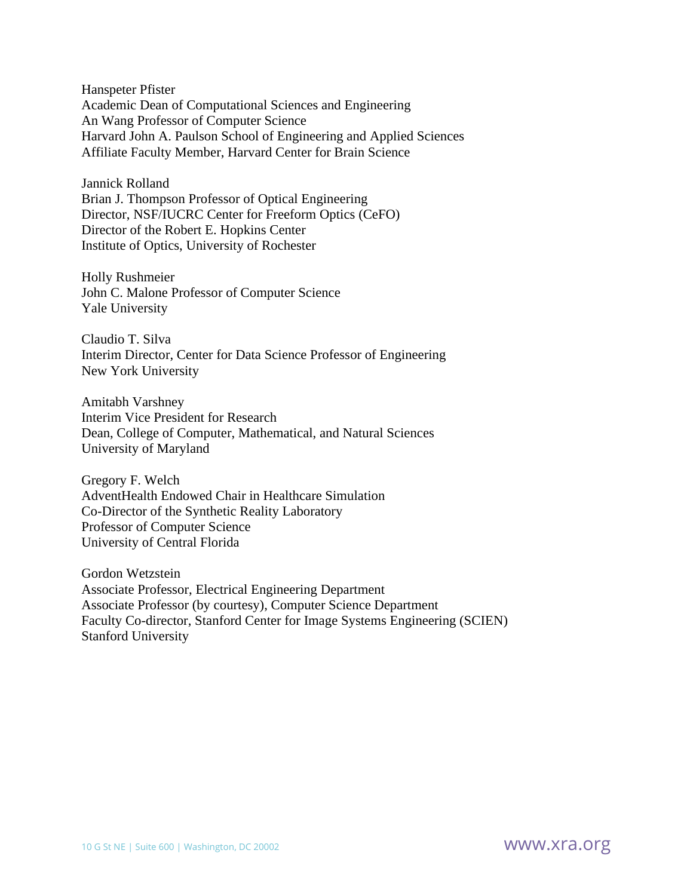Hanspeter Pfister
Academic Dean of Computational Sciences and Engineering
An Wang Professor of Computer Science
Harvard John A. Paulson School of Engineering and Applied Sciences
Affiliate Faculty Member, Harvard Center for Brain Science

Jannick Rolland
Brian J. Thompson Professor of Optical Engineering
Director, NSF/IUCRC Center for Freeform Optics (CeFO)
Director of the Robert E. Hopkins Center
Institute of Optics, University of Rochester

Holly Rushmeier
John C. Malone Professor of Computer Science
Yale University

Claudio T. Silva
Interim Director, Center for Data Science Professor of Engineering
New York University

Amitabh Varshney
Interim Vice President for Research
Dean, College of Computer, Mathematical, and Natural Sciences
University of Maryland

Gregory F. Welch
AdventHealth Endowed Chair in Healthcare Simulation
Co-Director of the Synthetic Reality Laboratory
Professor of Computer Science
University of Central Florida

Gordon Wetzstein
Associate Professor, Electrical Engineering Department
Associate Professor (by courtesy), Computer Science Department
Faculty Co-director, Stanford Center for Image Systems Engineering (SCIEN)
Stanford University